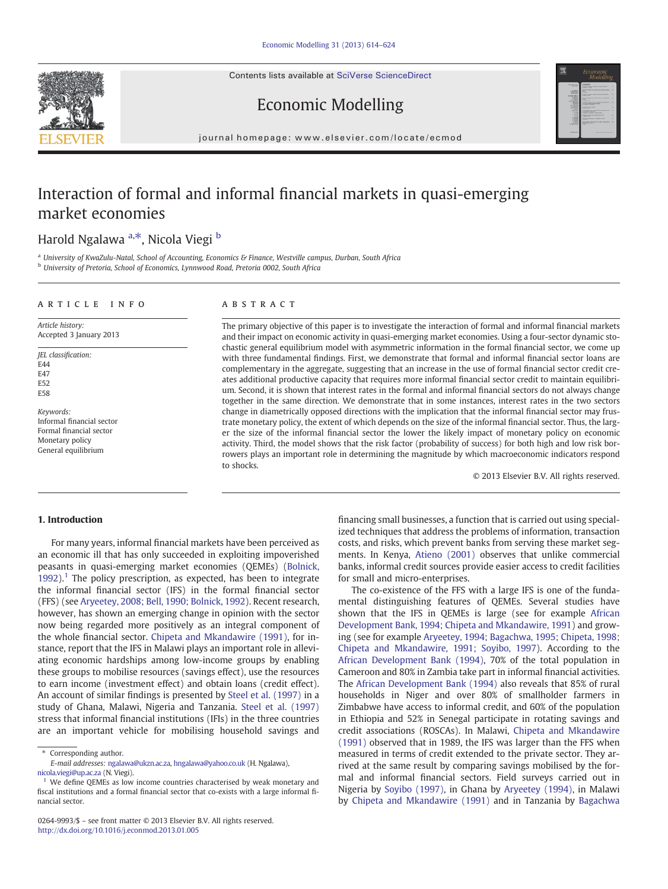# Interaction of formal and informal financial markets in quasi-emerging market economies

Harold Ngalawa [a,*], Nicola Viegi [b]

[a] University of KwaZulu-Natal, School of Accounting, Economics & Finance, Westville campus, Durban, South Africa
[b] University of Pretoria, School of Economics, Lynnwood Road, Pretoria 0002, South Africa

## ARTICLE INFO

*Article history:*
Accepted 3 January 2013

*JEL classification:*
E44
E47
E52
E58

*Keywords:*
Informal financial sector
Formal financial sector
Monetary policy
General equilibrium

## ABSTRACT

The primary objective of this paper is to investigate the interaction of formal and informal financial markets and their impact on economic activity in quasi-emerging market economies. Using a four-sector dynamic stochastic general equilibrium model with asymmetric information in the formal financial sector, we come up with three fundamental findings. First, we demonstrate that formal and informal financial sector loans are complementary in the aggregate, suggesting that an increase in the use of formal financial sector credit creates additional productive capacity that requires more informal financial sector credit to maintain equilibrium. Second, it is shown that interest rates in the formal and informal financial sectors do not always change together in the same direction. We demonstrate that in some instances, interest rates in the two sectors change in diametrically opposed directions with the implication that the informal financial sector may frustrate monetary policy, the extent of which depends on the size of the informal financial sector. Thus, the larger the size of the informal financial sector the lower the likely impact of monetary policy on economic activity. Third, the model shows that the risk factor (probability of success) for both high and low risk borrowers plays an important role in determining the magnitude by which macroeconomic indicators respond to shocks.

© 2013 Elsevier B.V. All rights reserved.

## 1. Introduction

For many years, informal financial markets have been perceived as an economic ill that has only succeeded in exploiting impoverished peasants in quasi-emerging market economies (QEMEs) (Bolnick, 1992).[1] The policy prescription, as expected, has been to integrate the informal financial sector (IFS) in the formal financial sector (FFS) (see Aryeetey, 2008; Bell, 1990; Bolnick, 1992). Recent research, however, has shown an emerging change in opinion with the sector now being regarded more positively as an integral component of the whole financial sector. Chipeta and Mkandawire (1991), for instance, report that the IFS in Malawi plays an important role in alleviating economic hardships among low-income groups by enabling these groups to mobilise resources (savings effect), use the resources to earn income (investment effect) and obtain loans (credit effect). An account of similar findings is presented by Steel et al. (1997) in a study of Ghana, Malawi, Nigeria and Tanzania. Steel et al. (1997) stress that informal financial institutions (IFIs) in the three countries are an important vehicle for mobilising household savings and financing small businesses, a function that is carried out using specialized techniques that address the problems of information, transaction costs, and risks, which prevent banks from serving these market segments. In Kenya, Atieno (2001) observes that unlike commercial banks, informal credit sources provide easier access to credit facilities for small and micro-enterprises.

The co-existence of the FFS with a large IFS is one of the fundamental distinguishing features of QEMEs. Several studies have shown that the IFS in QEMEs is large (see for example African Development Bank, 1994; Chipeta and Mkandawire, 1991) and growing (see for example Aryeetey, 1994; Bagachwa, 1995; Chipeta, 1998; Chipeta and Mkandawire, 1991; Soyibo, 1997). According to the African Development Bank (1994), 70% of the total population in Cameroon and 80% in Zambia take part in informal financial activities. The African Development Bank (1994) also reveals that 85% of rural households in Niger and over 80% of smallholder farmers in Zimbabwe have access to informal credit, and 60% of the population in Ethiopia and 52% in Senegal participate in rotating savings and credit associations (ROSCAs). In Malawi, Chipeta and Mkandawire (1991) observed that in 1989, the IFS was larger than the FFS when measured in terms of credit extended to the private sector. They arrived at the same result by comparing savings mobilised by the formal and informal financial sectors. Field surveys carried out in Nigeria by Soyibo (1997), in Ghana by Aryeetey (1994), in Malawi by Chipeta and Mkandawire (1991) and in Tanzania by Bagachwa

---

* Corresponding author.
E-mail addresses: ngalawa@ukzn.ac.za, hngalawa@yahoo.co.uk (H. Ngalawa), nicola.viegi@up.ac.za (N. Viegi).

[1] We define QEMEs as low income countries characterised by weak monetary and fiscal institutions and a formal financial sector that co-exists with a large informal financial sector.

0264-9993/$ – see front matter © 2013 Elsevier B.V. All rights reserved.
http://dx.doi.org/10.1016/j.econmod.2013.01.005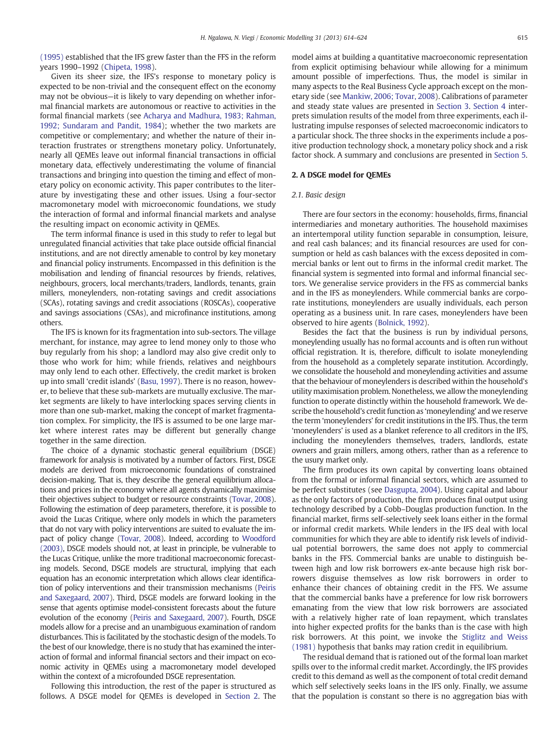(1995) established that the IFS grew faster than the FFS in the reform years 1990–1992 (Chipeta, 1998).

Given its sheer size, the IFS's response to monetary policy is expected to be non-trivial and the consequent effect on the economy may not be obvious—it is likely to vary depending on whether informal financial markets are autonomous or reactive to activities in the formal financial markets (see Acharya and Madhura, 1983; Rahman, 1992; Sundaram and Pandit, 1984); whether the two markets are competitive or complementary; and whether the nature of their interaction frustrates or strengthens monetary policy. Unfortunately, nearly all QEMEs leave out informal financial transactions in official monetary data, effectively underestimating the volume of financial transactions and bringing into question the timing and effect of monetary policy on economic activity. This paper contributes to the literature by investigating these and other issues. Using a four-sector macromonetary model with microeconomic foundations, we study the interaction of formal and informal financial markets and analyse the resulting impact on economic activity in QEMEs.

The term informal finance is used in this study to refer to legal but unregulated financial activities that take place outside official financial institutions, and are not directly amenable to control by key monetary and financial policy instruments. Encompassed in this definition is the mobilisation and lending of financial resources by friends, relatives, neighbours, grocers, local merchants/traders, landlords, tenants, grain millers, moneylenders, non-rotating savings and credit associations (SCAs), rotating savings and credit associations (ROSCAs), cooperative and savings associations (CSAs), and microfinance institutions, among others.

The IFS is known for its fragmentation into sub-sectors. The village merchant, for instance, may agree to lend money only to those who buy regularly from his shop; a landlord may also give credit only to those who work for him; while friends, relatives and neighbours may only lend to each other. Effectively, the credit market is broken up into small 'credit islands' (Basu, 1997). There is no reason, however, to believe that these sub-markets are mutually exclusive. The market segments are likely to have interlocking spaces serving clients in more than one sub-market, making the concept of market fragmentation complex. For simplicity, the IFS is assumed to be one large market where interest rates may be different but generally change together in the same direction.

The choice of a dynamic stochastic general equilibrium (DSGE) framework for analysis is motivated by a number of factors. First, DSGE models are derived from microeconomic foundations of constrained decision-making. That is, they describe the general equilibrium allocations and prices in the economy where all agents dynamically maximise their objectives subject to budget or resource constraints (Tovar, 2008). Following the estimation of deep parameters, therefore, it is possible to avoid the Lucas Critique, where only models in which the parameters that do not vary with policy interventions are suited to evaluate the impact of policy change (Tovar, 2008). Indeed, according to Woodford (2003), DSGE models should not, at least in principle, be vulnerable to the Lucas Critique, unlike the more traditional macroeconomic forecasting models. Second, DSGE models are structural, implying that each equation has an economic interpretation which allows clear identification of policy interventions and their transmission mechanisms (Peiris and Saxegaard, 2007). Third, DSGE models are forward looking in the sense that agents optimise model-consistent forecasts about the future evolution of the economy (Peiris and Saxegaard, 2007). Fourth, DSGE models allow for a precise and an unambiguous examination of random disturbances. This is facilitated by the stochastic design of the models. To the best of our knowledge, there is no study that has examined the interaction of formal and informal financial sectors and their impact on economic activity in QEMEs using a macromonetary model developed within the context of a microfounded DSGE representation.

Following this introduction, the rest of the paper is structured as follows. A DSGE model for QEMEs is developed in Section 2. The model aims at building a quantitative macroeconomic representation from explicit optimising behaviour while allowing for a minimum amount possible of imperfections. Thus, the model is similar in many aspects to the Real Business Cycle approach except on the monetary side (see Mankiw, 2006; Tovar, 2008). Calibrations of parameter and steady state values are presented in Section 3. Section 4 interprets simulation results of the model from three experiments, each illustrating impulse responses of selected macroeconomic indicators to a particular shock. The three shocks in the experiments include a positive production technology shock, a monetary policy shock and a risk factor shock. A summary and conclusions are presented in Section 5.

## 2. A DSGE model for QEMEs

### 2.1. Basic design

There are four sectors in the economy: households, firms, financial intermediaries and monetary authorities. The household maximises an intertemporal utility function separable in consumption, leisure, and real cash balances; and its financial resources are used for consumption or held as cash balances with the excess deposited in commercial banks or lent out to firms in the informal credit market. The financial system is segmented into formal and informal financial sectors. We generalise service providers in the FFS as commercial banks and in the IFS as moneylenders. While commercial banks are corporate institutions, moneylenders are usually individuals, each person operating as a business unit. In rare cases, moneylenders have been observed to hire agents (Bolnick, 1992).

Besides the fact that the business is run by individual persons, moneylending usually has no formal accounts and is often run without official registration. It is, therefore, difficult to isolate moneylending from the household as a completely separate institution. Accordingly, we consolidate the household and moneylending activities and assume that the behaviour of moneylenders is described within the household's utility maximisation problem. Nonetheless, we allow the moneylending function to operate distinctly within the household framework. We describe the household's credit function as 'moneylending' and we reserve the term 'moneylenders' for credit institutions in the IFS. Thus, the term 'moneylenders' is used as a blanket reference to all creditors in the IFS, including the moneylenders themselves, traders, landlords, estate owners and grain millers, among others, rather than as a reference to the usury market only.

The firm produces its own capital by converting loans obtained from the formal or informal financial sectors, which are assumed to be perfect substitutes (see Dasgupta, 2004). Using capital and labour as the only factors of production, the firm produces final output using technology described by a Cobb–Douglas production function. In the financial market, firms self-selectively seek loans either in the formal or informal credit markets. While lenders in the IFS deal with local communities for which they are able to identify risk levels of individual potential borrowers, the same does not apply to commercial banks in the FFS. Commercial banks are unable to distinguish between high and low risk borrowers ex-ante because high risk borrowers disguise themselves as low risk borrowers in order to enhance their chances of obtaining credit in the FFS. We assume that the commercial banks have a preference for low risk borrowers emanating from the view that low risk borrowers are associated with a relatively higher rate of loan repayment, which translates into higher expected profits for the banks than is the case with high risk borrowers. At this point, we invoke the Stiglitz and Weiss (1981) hypothesis that banks may ration credit in equilibrium.

The residual demand that is rationed out of the formal loan market spills over to the informal credit market. Accordingly, the IFS provides credit to this demand as well as the component of total credit demand which self selectively seeks loans in the IFS only. Finally, we assume that the population is constant so there is no aggregation bias with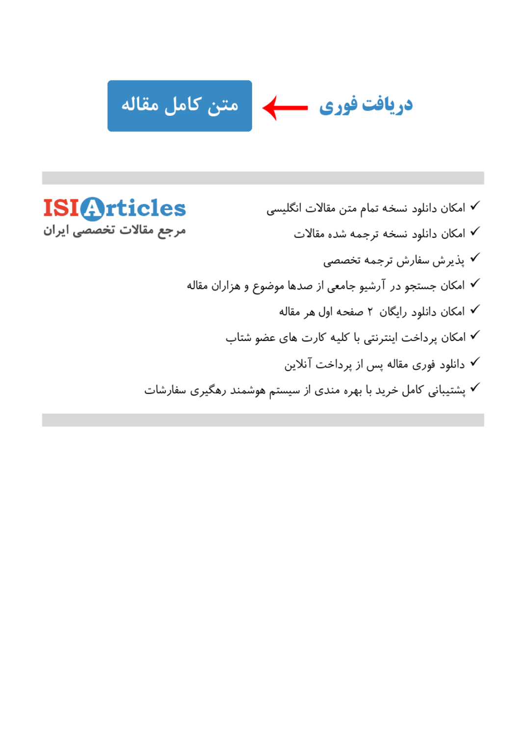**دریافت فوری** ← **متن کامل مقاله**

**ISIArticles**
مرجع مقالات تخصصی ایران

- ✓ امکان دانلود نسخه تمام متن مقالات انگلیسی
- ✓ امکان دانلود نسخه ترجمه شده مقالات
- ✓ پذیرش سفارش ترجمه تخصصی
- ✓ امکان جستجو در آرشیو جامعی از صدها موضوع و هزاران مقاله
- ✓ امکان دانلود رایگان ۲ صفحه اول هر مقاله
- ✓ امکان پرداخت اینترنتی با کلیه کارت های عضو شتاب
- ✓ دانلود فوری مقاله پس از پرداخت آنلاین
- ✓ پشتیبانی کامل خرید با بهره مندی از سیستم هوشمند رهگیری سفارشات